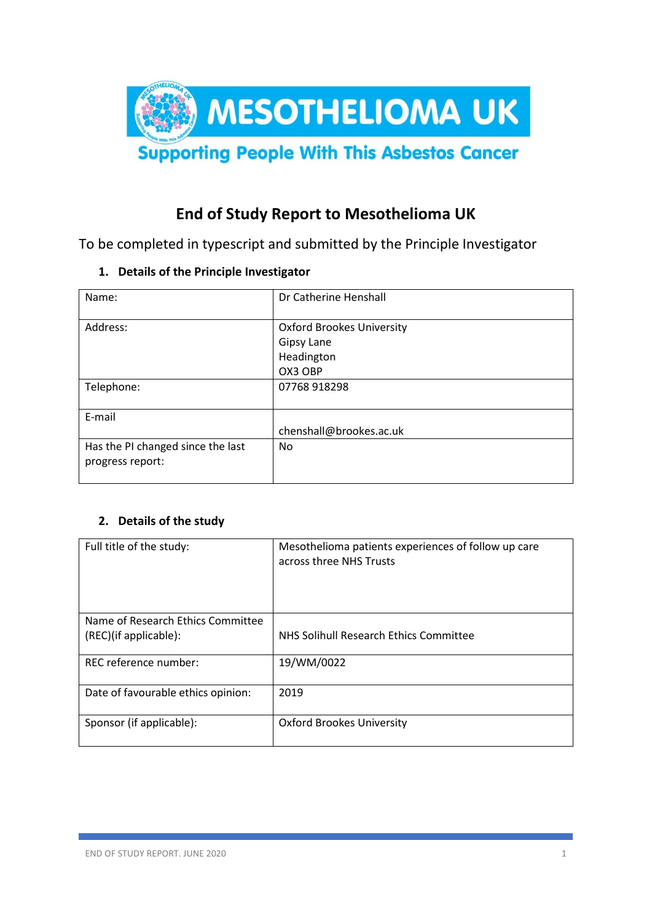# End of Study Report to Mesothelioma UK

To be completed in typescript and submitted by the Principle Investigator

## 1. Details of the Principle Investigator

| | |
|---|---|
| Name: | Dr Catherine Henshall |
| Address: | Oxford Brookes University<br>Gipsy Lane<br>Headington<br>OX3 OBP |
| Telephone: | 07768 918298 |
| E-mail | chenshall@brookes.ac.uk |
| Has the PI changed since the last progress report: | No |

## 2. Details of the study

| | |
|---|---|
| Full title of the study: | Mesothelioma patients experiences of follow up care across three NHS Trusts |
| Name of Research Ethics Committee (REC)(if applicable): | NHS Solihull Research Ethics Committee |
| REC reference number: | 19/WM/0022 |
| Date of favourable ethics opinion: | 2019 |
| Sponsor (if applicable): | Oxford Brookes University |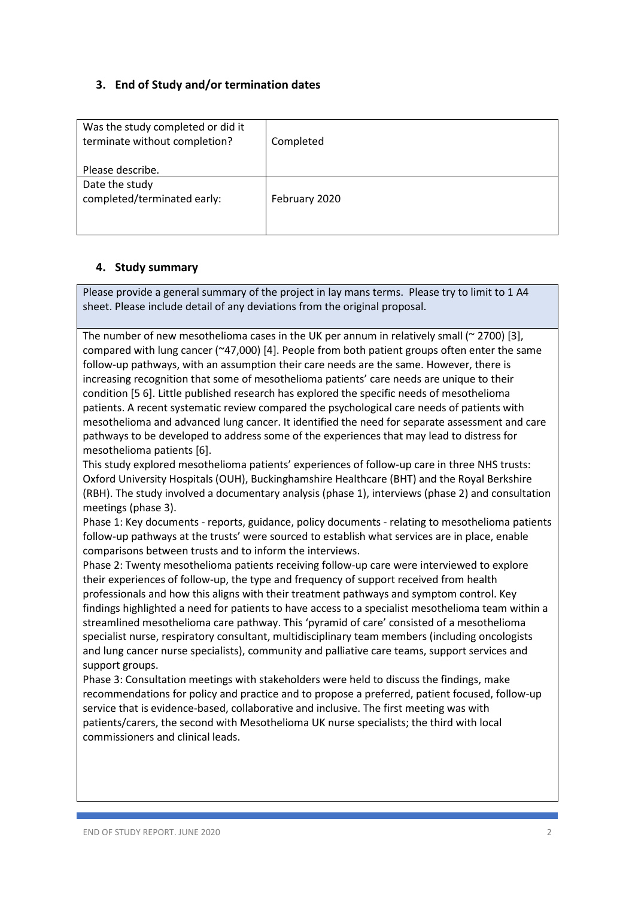## 3. End of Study and/or termination dates

| Was the study completed or did it terminate without completion?<br><br>Please describe. | Completed |
|---|---|
| Date the study completed/terminated early: | February 2020 |

## 4. Study summary

Please provide a general summary of the project in lay mans terms. Please try to limit to 1 A4 sheet. Please include detail of any deviations from the original proposal.

The number of new mesothelioma cases in the UK per annum in relatively small (~ 2700) [3], compared with lung cancer (~47,000) [4]. People from both patient groups often enter the same follow-up pathways, with an assumption their care needs are the same. However, there is increasing recognition that some of mesothelioma patients' care needs are unique to their condition [5 6]. Little published research has explored the specific needs of mesothelioma patients. A recent systematic review compared the psychological care needs of patients with mesothelioma and advanced lung cancer. It identified the need for separate assessment and care pathways to be developed to address some of the experiences that may lead to distress for mesothelioma patients [6].

This study explored mesothelioma patients' experiences of follow-up care in three NHS trusts: Oxford University Hospitals (OUH), Buckinghamshire Healthcare (BHT) and the Royal Berkshire (RBH). The study involved a documentary analysis (phase 1), interviews (phase 2) and consultation meetings (phase 3).

Phase 1: Key documents - reports, guidance, policy documents - relating to mesothelioma patients follow-up pathways at the trusts' were sourced to establish what services are in place, enable comparisons between trusts and to inform the interviews.

Phase 2: Twenty mesothelioma patients receiving follow-up care were interviewed to explore their experiences of follow-up, the type and frequency of support received from health professionals and how this aligns with their treatment pathways and symptom control. Key findings highlighted a need for patients to have access to a specialist mesothelioma team within a streamlined mesothelioma care pathway. This 'pyramid of care' consisted of a mesothelioma specialist nurse, respiratory consultant, multidisciplinary team members (including oncologists and lung cancer nurse specialists), community and palliative care teams, support services and support groups.

Phase 3: Consultation meetings with stakeholders were held to discuss the findings, make recommendations for policy and practice and to propose a preferred, patient focused, follow-up service that is evidence-based, collaborative and inclusive. The first meeting was with patients/carers, the second with Mesothelioma UK nurse specialists; the third with local commissioners and clinical leads.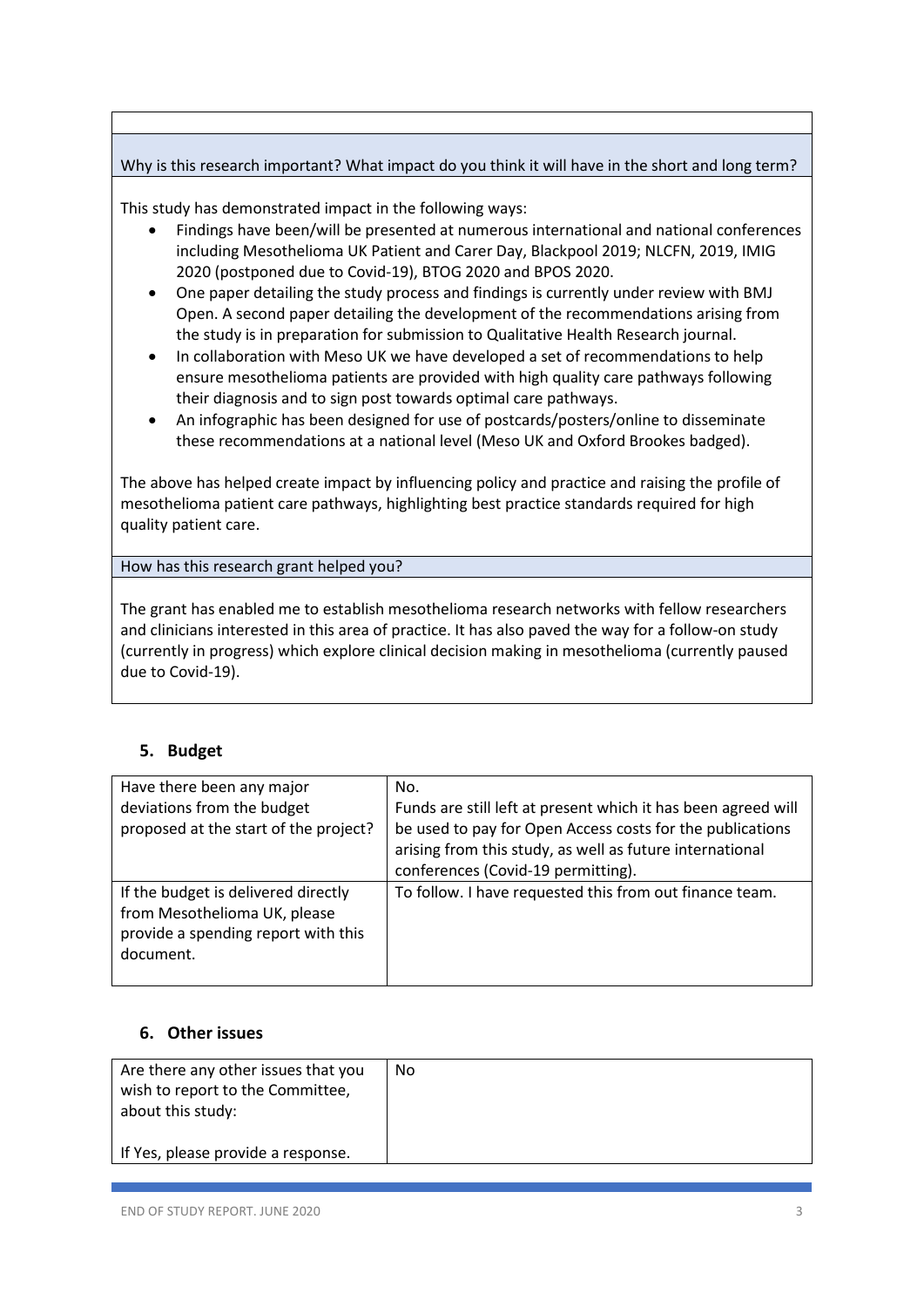**Why is this research important? What impact do you think it will have in the short and long term?**

This study has demonstrated impact in the following ways:

- Findings have been/will be presented at numerous international and national conferences including Mesothelioma UK Patient and Carer Day, Blackpool 2019; NLCFN, 2019, IMIG 2020 (postponed due to Covid-19), BTOG 2020 and BPOS 2020.
- One paper detailing the study process and findings is currently under review with BMJ Open. A second paper detailing the development of the recommendations arising from the study is in preparation for submission to Qualitative Health Research journal.
- In collaboration with Meso UK we have developed a set of recommendations to help ensure mesothelioma patients are provided with high quality care pathways following their diagnosis and to sign post towards optimal care pathways.
- An infographic has been designed for use of postcards/posters/online to disseminate these recommendations at a national level (Meso UK and Oxford Brookes badged).

The above has helped create impact by influencing policy and practice and raising the profile of mesothelioma patient care pathways, highlighting best practice standards required for high quality patient care.

**How has this research grant helped you?**

The grant has enabled me to establish mesothelioma research networks with fellow researchers and clinicians interested in this area of practice. It has also paved the way for a follow-on study (currently in progress) which explore clinical decision making in mesothelioma (currently paused due to Covid-19).

## 5. Budget

| | |
|---|---|
| Have there been any major deviations from the budget proposed at the start of the project? | No.<br>Funds are still left at present which it has been agreed will be used to pay for Open Access costs for the publications arising from this study, as well as future international conferences (Covid-19 permitting). |
| If the budget is delivered directly from Mesothelioma UK, please provide a spending report with this document. | To follow. I have requested this from out finance team. |

## 6. Other issues

| | |
|---|---|
| Are there any other issues that you wish to report to the Committee, about this study:<br><br>If Yes, please provide a response. | No |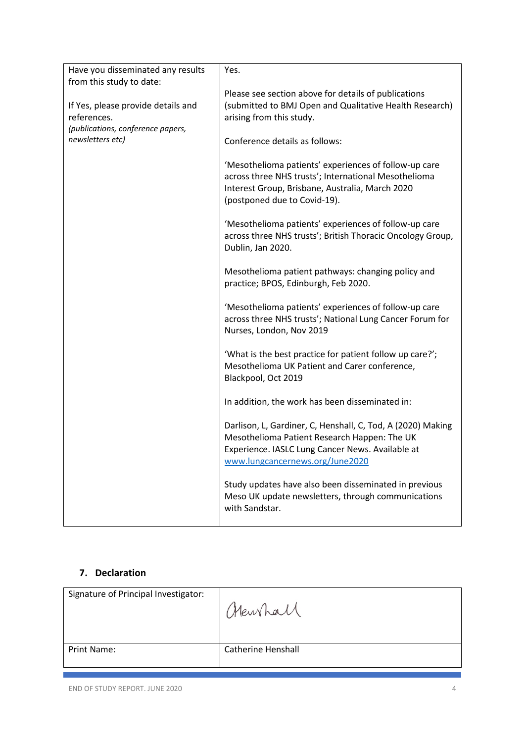| Have you disseminated any results from this study to date:<br><br>If Yes, please provide details and references.<br>*(publications, conference papers, newsletters etc)* | Yes.<br><br>Please see section above for details of publications (submitted to BMJ Open and Qualitative Health Research) arising from this study.<br><br>Conference details as follows:<br><br>'Mesothelioma patients' experiences of follow-up care across three NHS trusts'; International Mesothelioma Interest Group, Brisbane, Australia, March 2020 (postponed due to Covid-19).<br><br>'Mesothelioma patients' experiences of follow-up care across three NHS trusts'; British Thoracic Oncology Group, Dublin, Jan 2020.<br><br>Mesothelioma patient pathways: changing policy and practice; BPOS, Edinburgh, Feb 2020.<br><br>'Mesothelioma patients' experiences of follow-up care across three NHS trusts'; National Lung Cancer Forum for Nurses, London, Nov 2019<br><br>'What is the best practice for patient follow up care?'; Mesothelioma UK Patient and Carer conference, Blackpool, Oct 2019<br><br>In addition, the work has been disseminated in:<br><br>Darlison, L, Gardiner, C, Henshall, C, Tod, A (2020) Making Mesothelioma Patient Research Happen: The UK Experience. IASLC Lung Cancer News. Available at www.lungcancernews.org/June2020<br><br>Study updates have also been disseminated in previous Meso UK update newsletters, through communications with Sandstar. |
|---|---|

## 7. Declaration

| Signature of Principal Investigator: | CHenshall |
|---|---|
| Print Name: | Catherine Henshall |

END OF STUDY REPORT. JUNE 2020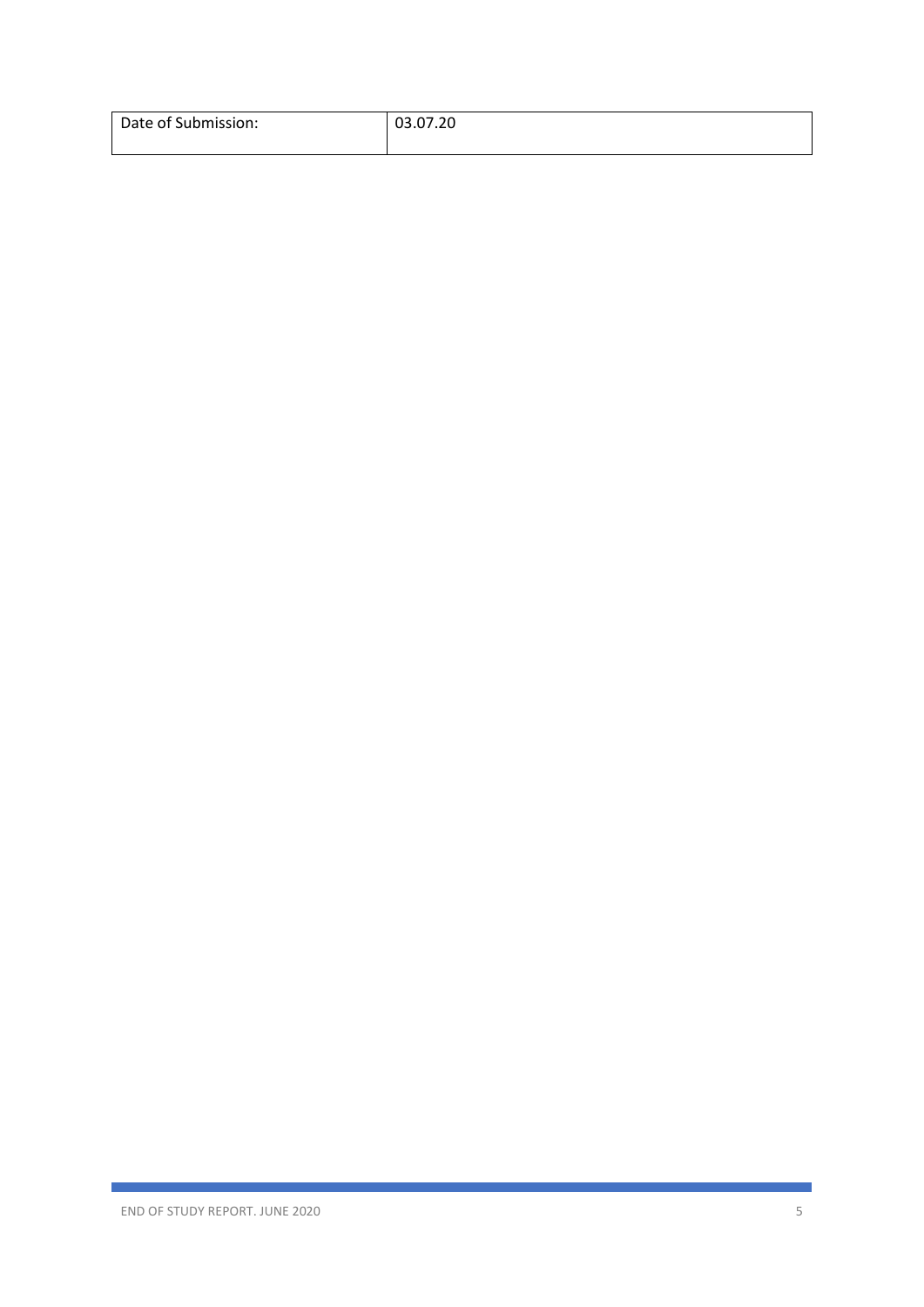| | |
|---|---|
| Date of Submission: | 03.07.20 |